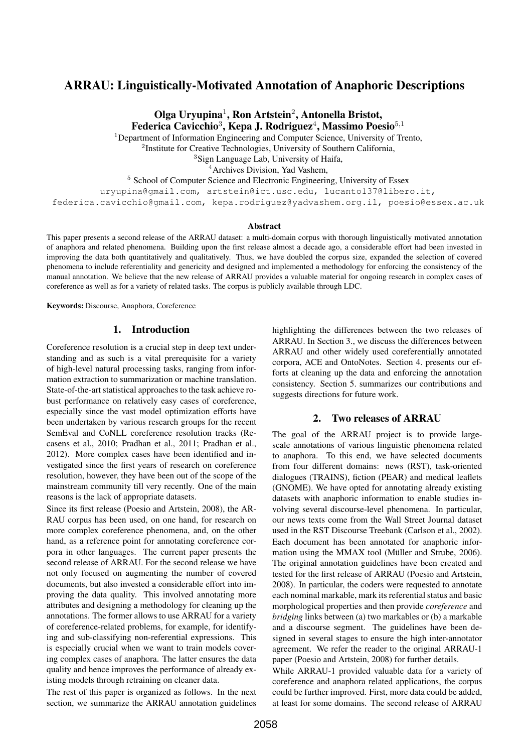# ARRAU: Linguistically-Motivated Annotation of Anaphoric Descriptions

**Olga Uryupina[1], Ron Artstein[2], Antonella Bristot, Federica Cavicchio[3], Kepa J. Rodriguez[4], Massimo Poesio[5,1]**

[1]Department of Information Engineering and Computer Science, University of Trento,
[2]Institute for Creative Technologies, University of Southern California,
[3]Sign Language Lab, University of Haifa,
[4]Archives Division, Yad Vashem,
[5] School of Computer Science and Electronic Engineering, University of Essex

uryupina@gmail.com, artstein@ict.usc.edu, lucanto137@libero.it, federica.cavicchio@gmail.com, kepa.rodriguez@yadvashem.org.il, poesio@essex.ac.uk

### Abstract

This paper presents a second release of the ARRAU dataset: a multi-domain corpus with thorough linguistically motivated annotation of anaphora and related phenomena. Building upon the first release almost a decade ago, a considerable effort had been invested in improving the data both quantitatively and qualitatively. Thus, we have doubled the corpus size, expanded the selection of covered phenomena to include referentiality and genericity and designed and implemented a methodology for enforcing the consistency of the manual annotation. We believe that the new release of ARRAU provides a valuable material for ongoing research in complex cases of coreference as well as for a variety of related tasks. The corpus is publicly available through LDC.

**Keywords:** Discourse, Anaphora, Coreference

## 1. Introduction

Coreference resolution is a crucial step in deep text understanding and as such is a vital prerequisite for a variety of high-level natural processing tasks, ranging from information extraction to summarization or machine translation. State-of-the-art statistical approaches to the task achieve robust performance on relatively easy cases of coreference, especially since the vast model optimization efforts have been undertaken by various research groups for the recent SemEval and CoNLL coreference resolution tracks (Recasens et al., 2010; Pradhan et al., 2011; Pradhan et al., 2012). More complex cases have been identified and investigated since the first years of research on coreference resolution, however, they have been out of the scope of the mainstream community till very recently. One of the main reasons is the lack of appropriate datasets.

Since its first release (Poesio and Artstein, 2008), the ARRAU corpus has been used, on one hand, for research on more complex coreference phenomena, and, on the other hand, as a reference point for annotating coreference corpora in other languages. The current paper presents the second release of ARRAU. For the second release we have not only focused on augmenting the number of covered documents, but also invested a considerable effort into improving the data quality. This involved annotating more attributes and designing a methodology for cleaning up the annotations. The former allows to use ARRAU for a variety of coreference-related problems, for example, for identifying and sub-classifying non-referential expressions. This is especially crucial when we want to train models covering complex cases of anaphora. The latter ensures the data quality and hence improves the performance of already existing models through retraining on cleaner data.

The rest of this paper is organized as follows. In the next section, we summarize the ARRAU annotation guidelines highlighting the differences between the two releases of ARRAU. In Section 3., we discuss the differences between ARRAU and other widely used coreferentially annotated corpora, ACE and OntoNotes. Section 4. presents our efforts at cleaning up the data and enforcing the annotation consistency. Section 5. summarizes our contributions and suggests directions for future work.

## 2. Two releases of ARRAU

The goal of the ARRAU project is to provide large-scale annotations of various linguistic phenomena related to anaphora. To this end, we have selected documents from four different domains: news (RST), task-oriented dialogues (TRAINS), fiction (PEAR) and medical leaflets (GNOME). We have opted for annotating already existing datasets with anaphoric information to enable studies involving several discourse-level phenomena. In particular, our news texts come from the Wall Street Journal dataset used in the RST Discourse Treebank (Carlson et al., 2002). Each document has been annotated for anaphoric information using the MMAX tool (Müller and Strube, 2006). The original annotation guidelines have been created and tested for the first release of ARRAU (Poesio and Artstein, 2008). In particular, the coders were requested to annotate each nominal markable, mark its referential status and basic morphological properties and then provide *coreference* and *bridging* links between (a) two markables or (b) a markable and a discourse segment. The guidelines have been designed in several stages to ensure the high inter-annotator agreement. We refer the reader to the original ARRAU-1 paper (Poesio and Artstein, 2008) for further details.

While ARRAU-1 provided valuable data for a variety of coreference and anaphora related applications, the corpus could be further improved. First, more data could be added, at least for some domains. The second release of ARRAU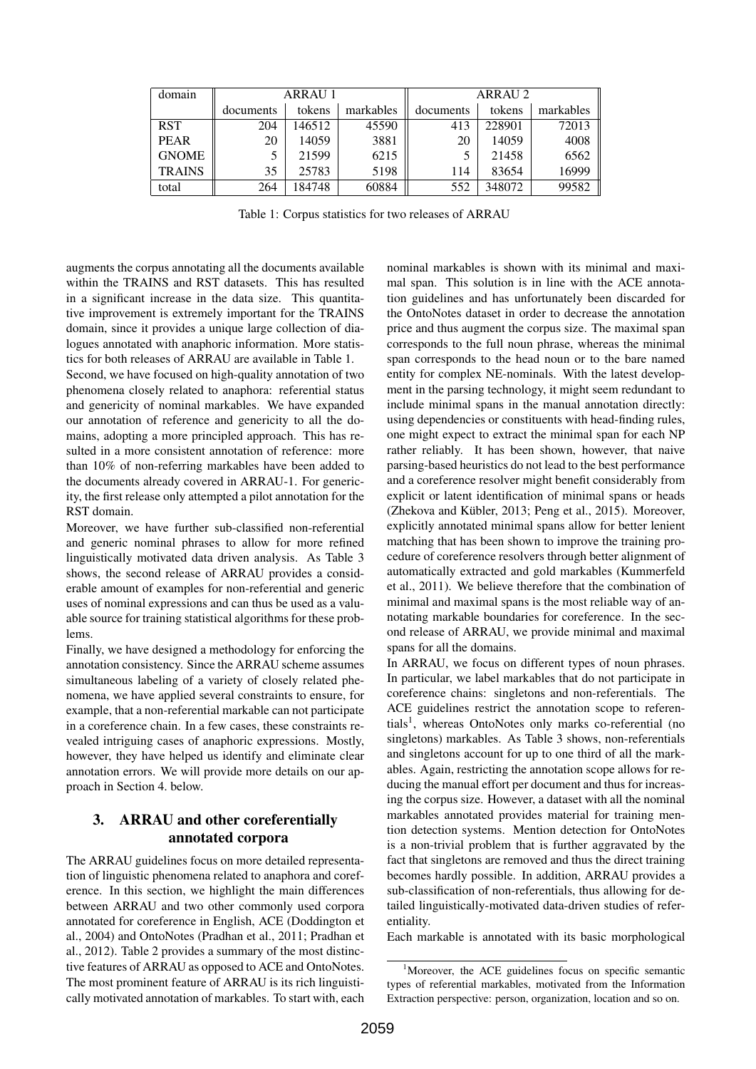| domain | ARRAU 1 | | | ARRAU 2 | | |
|---|---|---|---|---|---|---|
| | documents | tokens | markables | documents | tokens | markables |
| RST | 204 | 146512 | 45590 | 413 | 228901 | 72013 |
| PEAR | 20 | 14059 | 3881 | 20 | 14059 | 4008 |
| GNOME | 5 | 21599 | 6215 | 5 | 21458 | 6562 |
| TRAINS | 35 | 25783 | 5198 | 114 | 83654 | 16999 |
| total | 264 | 184748 | 60884 | 552 | 348072 | 99582 |

Table 1: Corpus statistics for two releases of ARRAU

augments the corpus annotating all the documents available within the TRAINS and RST datasets. This has resulted in a significant increase in the data size. This quantitative improvement is extremely important for the TRAINS domain, since it provides a unique large collection of dialogues annotated with anaphoric information. More statistics for both releases of ARRAU are available in Table 1.

Second, we have focused on high-quality annotation of two phenomena closely related to anaphora: referential status and genericity of nominal markables. We have expanded our annotation of reference and genericity to all the domains, adopting a more principled approach. This has resulted in a more consistent annotation of reference: more than 10% of non-referring markables have been added to the documents already covered in ARRAU-1. For genericity, the first release only attempted a pilot annotation for the RST domain.

Moreover, we have further sub-classified non-referential and generic nominal phrases to allow for more refined linguistically motivated data driven analysis. As Table 3 shows, the second release of ARRAU provides a considerable amount of examples for non-referential and generic uses of nominal expressions and can thus be used as a valuable source for training statistical algorithms for these problems.

Finally, we have designed a methodology for enforcing the annotation consistency. Since the ARRAU scheme assumes simultaneous labeling of a variety of closely related phenomena, we have applied several constraints to ensure, for example, that a non-referential markable can not participate in a coreference chain. In a few cases, these constraints revealed intriguing cases of anaphoric expressions. Mostly, however, they have helped us identify and eliminate clear annotation errors. We will provide more details on our approach in Section 4. below.

## 3. ARRAU and other coreferentially annotated corpora

The ARRAU guidelines focus on more detailed representation of linguistic phenomena related to anaphora and coreference. In this section, we highlight the main differences between ARRAU and two other commonly used corpora annotated for coreference in English, ACE (Doddington et al., 2004) and OntoNotes (Pradhan et al., 2011; Pradhan et al., 2012). Table 2 provides a summary of the most distinctive features of ARRAU as opposed to ACE and OntoNotes. The most prominent feature of ARRAU is its rich linguistically motivated annotation of markables. To start with, each nominal markables is shown with its minimal and maximal span. This solution is in line with the ACE annotation guidelines and has unfortunately been discarded for the OntoNotes dataset in order to decrease the annotation price and thus augment the corpus size. The maximal span corresponds to the full noun phrase, whereas the minimal span corresponds to the head noun or to the bare named entity for complex NE-nominals. With the latest development in the parsing technology, it might seem redundant to include minimal spans in the manual annotation directly: using dependencies or constituents with head-finding rules, one might expect to extract the minimal span for each NP rather reliably. It has been shown, however, that naive parsing-based heuristics do not lead to the best performance and a coreference resolver might benefit considerably from explicit or latent identification of minimal spans or heads (Zhekova and Kübler, 2013; Peng et al., 2015). Moreover, explicitly annotated minimal spans allow for better lenient matching that has been shown to improve the training procedure of coreference resolvers through better alignment of automatically extracted and gold markables (Kummerfeld et al., 2011). We believe therefore that the combination of minimal and maximal spans is the most reliable way of annotating markable boundaries for coreference. In the second release of ARRAU, we provide minimal and maximal spans for all the domains.

In ARRAU, we focus on different types of noun phrases. In particular, we label markables that do not participate in coreference chains: singletons and non-referentials. The ACE guidelines restrict the annotation scope to referentials[1], whereas OntoNotes only marks co-referential (no singletons) markables. As Table 3 shows, non-referentials and singletons account for up to one third of all the markables. Again, restricting the annotation scope allows for reducing the manual effort per document and thus for increasing the corpus size. However, a dataset with all the nominal markables annotated provides material for training mention detection systems. Mention detection for OntoNotes is a non-trivial problem that is further aggravated by the fact that singletons are removed and thus the direct training becomes hardly possible. In addition, ARRAU provides a sub-classification of non-referentials, thus allowing for detailed linguistically-motivated data-driven studies of referentiality.

Each markable is annotated with its basic morphological

[1] Moreover, the ACE guidelines focus on specific semantic types of referential markables, motivated from the Information Extraction perspective: person, organization, location and so on.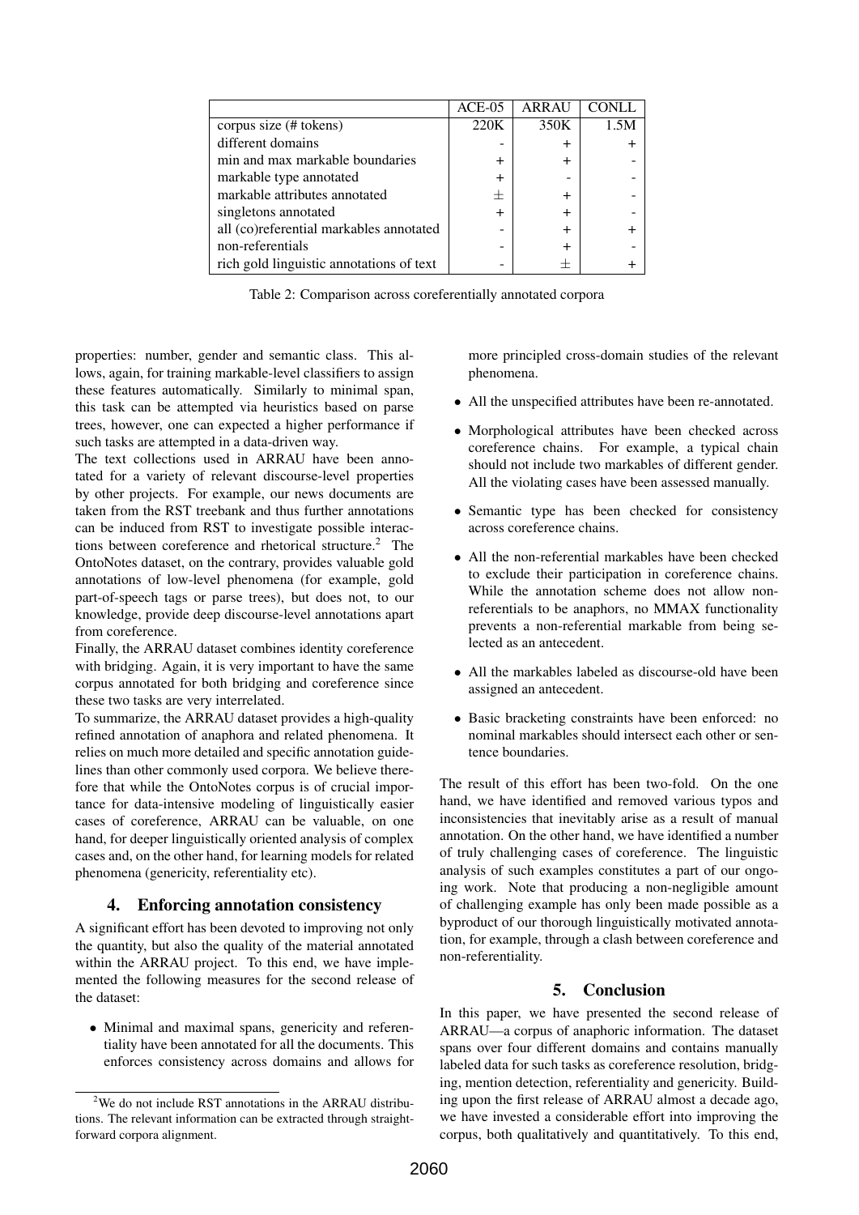|  | ACE-05 | ARRAU | CONLL |
|---|---|---|---|
| corpus size (# tokens) | 220K | 350K | 1.5M |
| different domains | - | + | + |
| min and max markable boundaries | + | + | - |
| markable type annotated | + | - | - |
| markable attributes annotated | ± | + | - |
| singletons annotated | + | + | - |
| all (co)referential markables annotated | - | + | + |
| non-referentials | - | + | - |
| rich gold linguistic annotations of text | - | ± | + |

Table 2: Comparison across coreferentially annotated corpora

properties: number, gender and semantic class. This allows, again, for training markable-level classifiers to assign these features automatically. Similarly to minimal span, this task can be attempted via heuristics based on parse trees, however, one can expected a higher performance if such tasks are attempted in a data-driven way.

The text collections used in ARRAU have been annotated for a variety of relevant discourse-level properties by other projects. For example, our news documents are taken from the RST treebank and thus further annotations can be induced from RST to investigate possible interactions between coreference and rhetorical structure.[2] The OntoNotes dataset, on the contrary, provides valuable gold annotations of low-level phenomena (for example, gold part-of-speech tags or parse trees), but does not, to our knowledge, provide deep discourse-level annotations apart from coreference.

Finally, the ARRAU dataset combines identity coreference with bridging. Again, it is very important to have the same corpus annotated for both bridging and coreference since these two tasks are very interrelated.

To summarize, the ARRAU dataset provides a high-quality refined annotation of anaphora and related phenomena. It relies on much more detailed and specific annotation guidelines than other commonly used corpora. We believe therefore that while the OntoNotes corpus is of crucial importance for data-intensive modeling of linguistically easier cases of coreference, ARRAU can be valuable, on one hand, for deeper linguistically oriented analysis of complex cases and, on the other hand, for learning models for related phenomena (genericity, referentiality etc).

## 4. Enforcing annotation consistency

A significant effort has been devoted to improving not only the quantity, but also the quality of the material annotated within the ARRAU project. To this end, we have implemented the following measures for the second release of the dataset:

- Minimal and maximal spans, genericity and referentiality have been annotated for all the documents. This enforces consistency across domains and allows for more principled cross-domain studies of the relevant phenomena.
- All the unspecified attributes have been re-annotated.
- Morphological attributes have been checked across coreference chains. For example, a typical chain should not include two markables of different gender. All the violating cases have been assessed manually.
- Semantic type has been checked for consistency across coreference chains.
- All the non-referential markables have been checked to exclude their participation in coreference chains. While the annotation scheme does not allow non-referentials to be anaphors, no MMAX functionality prevents a non-referential markable from being selected as an antecedent.
- All the markables labeled as discourse-old have been assigned an antecedent.
- Basic bracketing constraints have been enforced: no nominal markables should intersect each other or sentence boundaries.

The result of this effort has been two-fold. On the one hand, we have identified and removed various typos and inconsistencies that inevitably arise as a result of manual annotation. On the other hand, we have identified a number of truly challenging cases of coreference. The linguistic analysis of such examples constitutes a part of our ongoing work. Note that producing a non-negligible amount of challenging example has only been made possible as a byproduct of our thorough linguistically motivated annotation, for example, through a clash between coreference and non-referentiality.

## 5. Conclusion

In this paper, we have presented the second release of ARRAU—a corpus of anaphoric information. The dataset spans over four different domains and contains manually labeled data for such tasks as coreference resolution, bridging, mention detection, referentiality and genericity. Building upon the first release of ARRAU almost a decade ago, we have invested a considerable effort into improving the corpus, both qualitatively and quantitatively. To this end,

[2] We do not include RST annotations in the ARRAU distributions. The relevant information can be extracted through straightforward corpora alignment.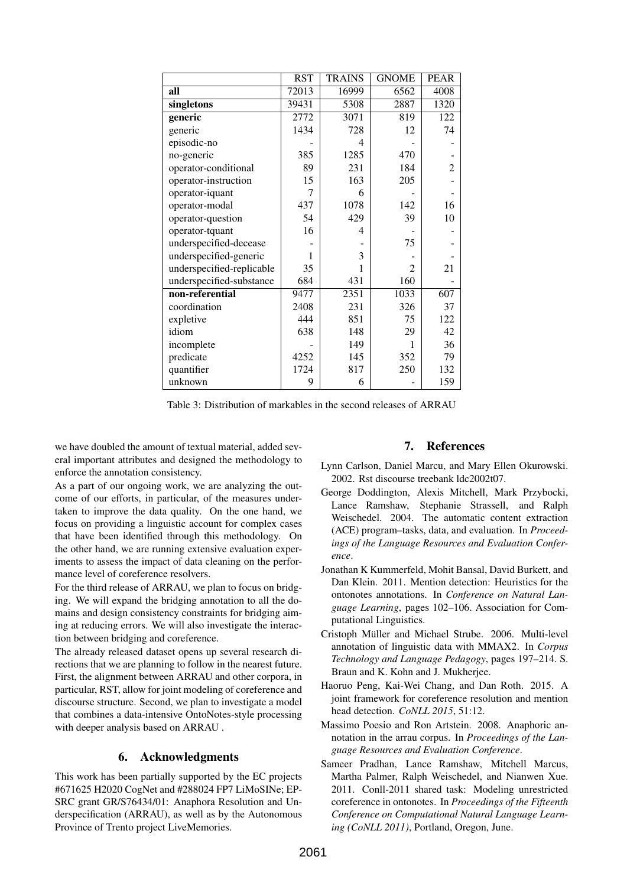|  | RST | TRAINS | GNOME | PEAR |
|---|---|---|---|---|
| **all** | 72013 | 16999 | 6562 | 4008 |
| **singletons** | 39431 | 5308 | 2887 | 1320 |
| **generic** | 2772 | 3071 | 819 | 122 |
| generic | 1434 | 728 | 12 | 74 |
| episodic-no | - | 4 | - | - |
| no-generic | 385 | 1285 | 470 | - |
| operator-conditional | 89 | 231 | 184 | 2 |
| operator-instruction | 15 | 163 | 205 | - |
| operator-iquant | 7 | 6 | - | - |
| operator-modal | 437 | 1078 | 142 | 16 |
| operator-question | 54 | 429 | 39 | 10 |
| operator-tquant | 16 | 4 | - | - |
| underspecified-decease | - | - | 75 | - |
| underspecified-generic | 1 | 3 | - | - |
| underspecified-replicable | 35 | 1 | 2 | 21 |
| underspecified-substance | 684 | 431 | 160 | - |
| **non-referential** | 9477 | 2351 | 1033 | 607 |
| coordination | 2408 | 231 | 326 | 37 |
| expletive | 444 | 851 | 75 | 122 |
| idiom | 638 | 148 | 29 | 42 |
| incomplete | - | 149 | 1 | 36 |
| predicate | 4252 | 145 | 352 | 79 |
| quantifier | 1724 | 817 | 250 | 132 |
| unknown | 9 | 6 | - | 159 |

Table 3: Distribution of markables in the second releases of ARRAU

we have doubled the amount of textual material, added several important attributes and designed the methodology to enforce the annotation consistency.

As a part of our ongoing work, we are analyzing the outcome of our efforts, in particular, of the measures undertaken to improve the data quality. On the one hand, we focus on providing a linguistic account for complex cases that have been identified through this methodology. On the other hand, we are running extensive evaluation experiments to assess the impact of data cleaning on the performance level of coreference resolvers.

For the third release of ARRAU, we plan to focus on bridging. We will expand the bridging annotation to all the domains and design consistency constraints for bridging aiming at reducing errors. We will also investigate the interaction between bridging and coreference.

The already released dataset opens up several research directions that we are planning to follow in the nearest future. First, the alignment between ARRAU and other corpora, in particular, RST, allow for joint modeling of coreference and discourse structure. Second, we plan to investigate a model that combines a data-intensive OntoNotes-style processing with deeper analysis based on ARRAU .

## 6. Acknowledgments

This work has been partially supported by the EC projects #671625 H2020 CogNet and #288024 FP7 LiMoSINe; EPSRC grant GR/S76434/01: Anaphora Resolution and Underspecification (ARRAU), as well as by the Autonomous Province of Trento project LiveMemories.

## 7. References

Lynn Carlson, Daniel Marcu, and Mary Ellen Okurowski. 2002. Rst discourse treebank ldc2002t07.

George Doddington, Alexis Mitchell, Mark Przybocki, Lance Ramshaw, Stephanie Strassell, and Ralph Weischedel. 2004. The automatic content extraction (ACE) program–tasks, data, and evaluation. In *Proceedings of the Language Resources and Evaluation Conference*.

Jonathan K Kummerfeld, Mohit Bansal, David Burkett, and Dan Klein. 2011. Mention detection: Heuristics for the ontonotes annotations. In *Conference on Natural Language Learning*, pages 102–106. Association for Computational Linguistics.

Cristoph Müller and Michael Strube. 2006. Multi-level annotation of linguistic data with MMAX2. In *Corpus Technology and Language Pedagogy*, pages 197–214. S. Braun and K. Kohn and J. Mukherjee.

Haoruo Peng, Kai-Wei Chang, and Dan Roth. 2015. A joint framework for coreference resolution and mention head detection. *CoNLL 2015*, 51:12.

Massimo Poesio and Ron Artstein. 2008. Anaphoric annotation in the arrau corpus. In *Proceedings of the Language Resources and Evaluation Conference*.

Sameer Pradhan, Lance Ramshaw, Mitchell Marcus, Martha Palmer, Ralph Weischedel, and Nianwen Xue. 2011. Conll-2011 shared task: Modeling unrestricted coreference in ontonotes. In *Proceedings of the Fifteenth Conference on Computational Natural Language Learning (CoNLL 2011)*, Portland, Oregon, June.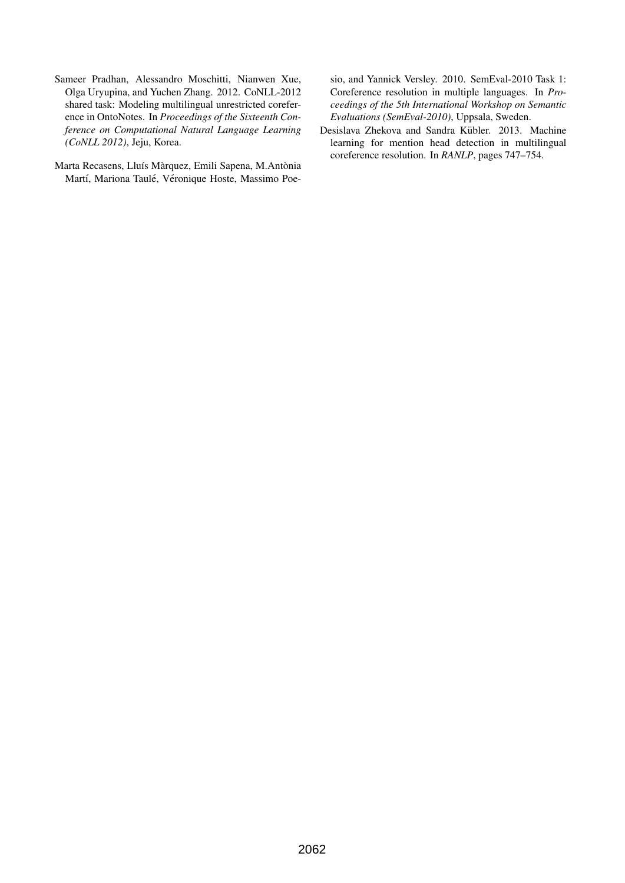Sameer Pradhan, Alessandro Moschitti, Nianwen Xue, Olga Uryupina, and Yuchen Zhang. 2012. CoNLL-2012 shared task: Modeling multilingual unrestricted coreference in OntoNotes. In *Proceedings of the Sixteenth Conference on Computational Natural Language Learning (CoNLL 2012)*, Jeju, Korea.

Marta Recasens, Lluís Màrquez, Emili Sapena, M.Antònia Martí, Mariona Taulé, Véronique Hoste, Massimo Poesio, and Yannick Versley. 2010. SemEval-2010 Task 1: Coreference resolution in multiple languages. In *Proceedings of the 5th International Workshop on Semantic Evaluations (SemEval-2010)*, Uppsala, Sweden.

Desislava Zhekova and Sandra Kübler. 2013. Machine learning for mention head detection in multilingual coreference resolution. In *RANLP*, pages 747–754.